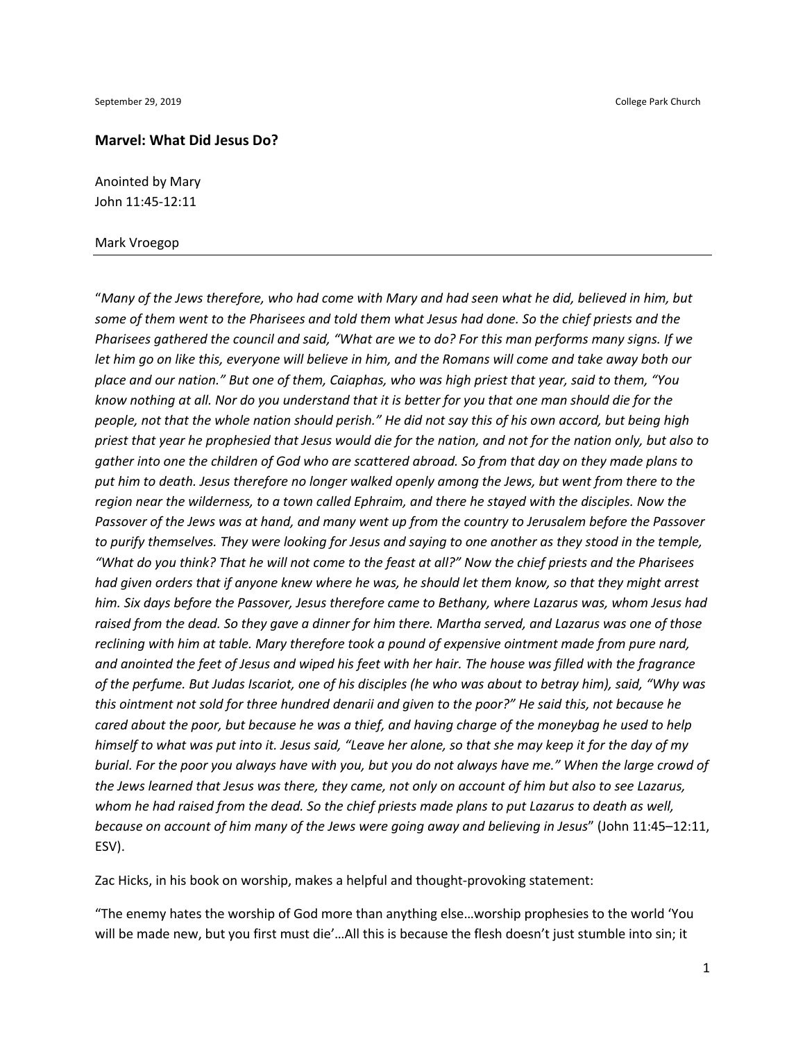September 29, 2019 College Park Church

**Marvel: What Did Jesus Do?**

Anointed by Mary
John 11:45-12:11

Mark Vroegop

---

"*Many of the Jews therefore, who had come with Mary and had seen what he did, believed in him, but some of them went to the Pharisees and told them what Jesus had done. So the chief priests and the Pharisees gathered the council and said, "What are we to do? For this man performs many signs. If we let him go on like this, everyone will believe in him, and the Romans will come and take away both our place and our nation." But one of them, Caiaphas, who was high priest that year, said to them, "You know nothing at all. Nor do you understand that it is better for you that one man should die for the people, not that the whole nation should perish." He did not say this of his own accord, but being high priest that year he prophesied that Jesus would die for the nation, and not for the nation only, but also to gather into one the children of God who are scattered abroad. So from that day on they made plans to put him to death. Jesus therefore no longer walked openly among the Jews, but went from there to the region near the wilderness, to a town called Ephraim, and there he stayed with the disciples. Now the Passover of the Jews was at hand, and many went up from the country to Jerusalem before the Passover to purify themselves. They were looking for Jesus and saying to one another as they stood in the temple, "What do you think? That he will not come to the feast at all?" Now the chief priests and the Pharisees had given orders that if anyone knew where he was, he should let them know, so that they might arrest him. Six days before the Passover, Jesus therefore came to Bethany, where Lazarus was, whom Jesus had raised from the dead. So they gave a dinner for him there. Martha served, and Lazarus was one of those reclining with him at table. Mary therefore took a pound of expensive ointment made from pure nard, and anointed the feet of Jesus and wiped his feet with her hair. The house was filled with the fragrance of the perfume. But Judas Iscariot, one of his disciples (he who was about to betray him), said, "Why was this ointment not sold for three hundred denarii and given to the poor?" He said this, not because he cared about the poor, but because he was a thief, and having charge of the moneybag he used to help himself to what was put into it. Jesus said, "Leave her alone, so that she may keep it for the day of my burial. For the poor you always have with you, but you do not always have me." When the large crowd of the Jews learned that Jesus was there, they came, not only on account of him but also to see Lazarus, whom he had raised from the dead. So the chief priests made plans to put Lazarus to death as well, because on account of him many of the Jews were going away and believing in Jesus*" (John 11:45–12:11, ESV).

Zac Hicks, in his book on worship, makes a helpful and thought-provoking statement:

"The enemy hates the worship of God more than anything else…worship prophesies to the world 'You will be made new, but you first must die'…All this is because the flesh doesn't just stumble into sin; it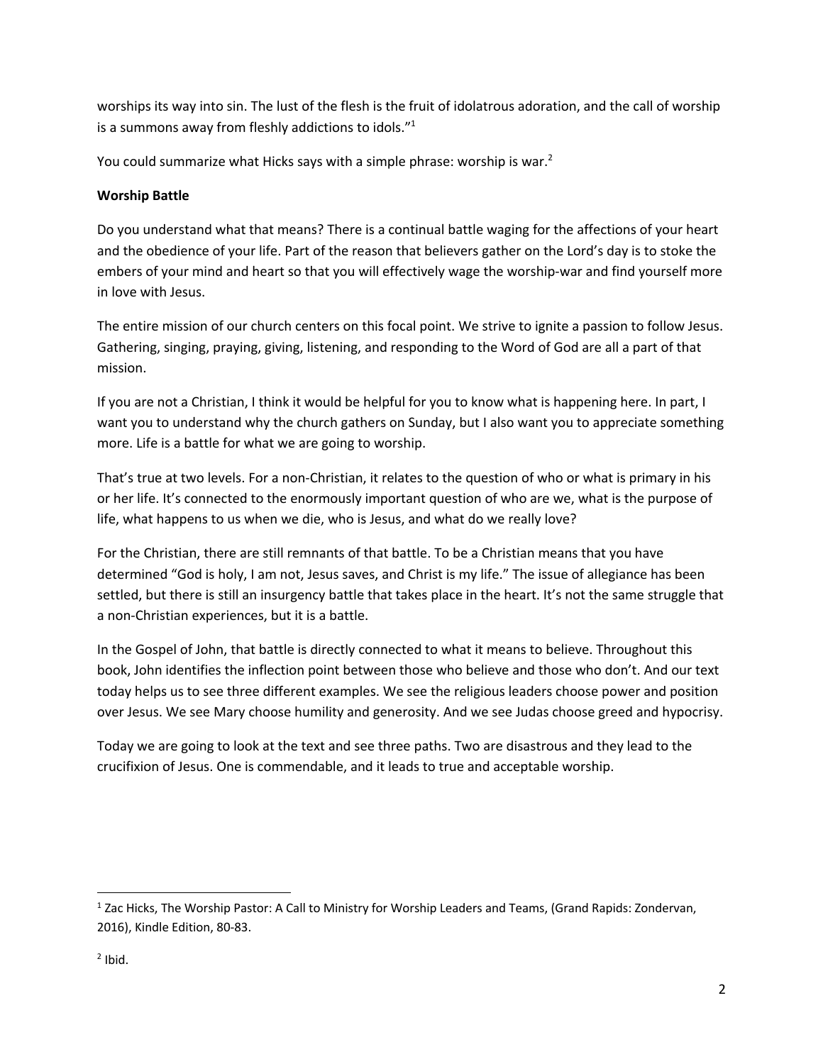worships its way into sin. The lust of the flesh is the fruit of idolatrous adoration, and the call of worship is a summons away from fleshly addictions to idols."[1]

You could summarize what Hicks says with a simple phrase: worship is war.[2]

**Worship Battle**

Do you understand what that means? There is a continual battle waging for the affections of your heart and the obedience of your life. Part of the reason that believers gather on the Lord's day is to stoke the embers of your mind and heart so that you will effectively wage the worship-war and find yourself more in love with Jesus.

The entire mission of our church centers on this focal point. We strive to ignite a passion to follow Jesus. Gathering, singing, praying, giving, listening, and responding to the Word of God are all a part of that mission.

If you are not a Christian, I think it would be helpful for you to know what is happening here. In part, I want you to understand why the church gathers on Sunday, but I also want you to appreciate something more. Life is a battle for what we are going to worship.

That's true at two levels. For a non-Christian, it relates to the question of who or what is primary in his or her life. It's connected to the enormously important question of who are we, what is the purpose of life, what happens to us when we die, who is Jesus, and what do we really love?

For the Christian, there are still remnants of that battle. To be a Christian means that you have determined "God is holy, I am not, Jesus saves, and Christ is my life." The issue of allegiance has been settled, but there is still an insurgency battle that takes place in the heart. It's not the same struggle that a non-Christian experiences, but it is a battle.

In the Gospel of John, that battle is directly connected to what it means to believe. Throughout this book, John identifies the inflection point between those who believe and those who don't. And our text today helps us to see three different examples. We see the religious leaders choose power and position over Jesus. We see Mary choose humility and generosity. And we see Judas choose greed and hypocrisy.

Today we are going to look at the text and see three paths. Two are disastrous and they lead to the crucifixion of Jesus. One is commendable, and it leads to true and acceptable worship.

---

[1] Zac Hicks, The Worship Pastor: A Call to Ministry for Worship Leaders and Teams, (Grand Rapids: Zondervan, 2016), Kindle Edition, 80-83.

[2] Ibid.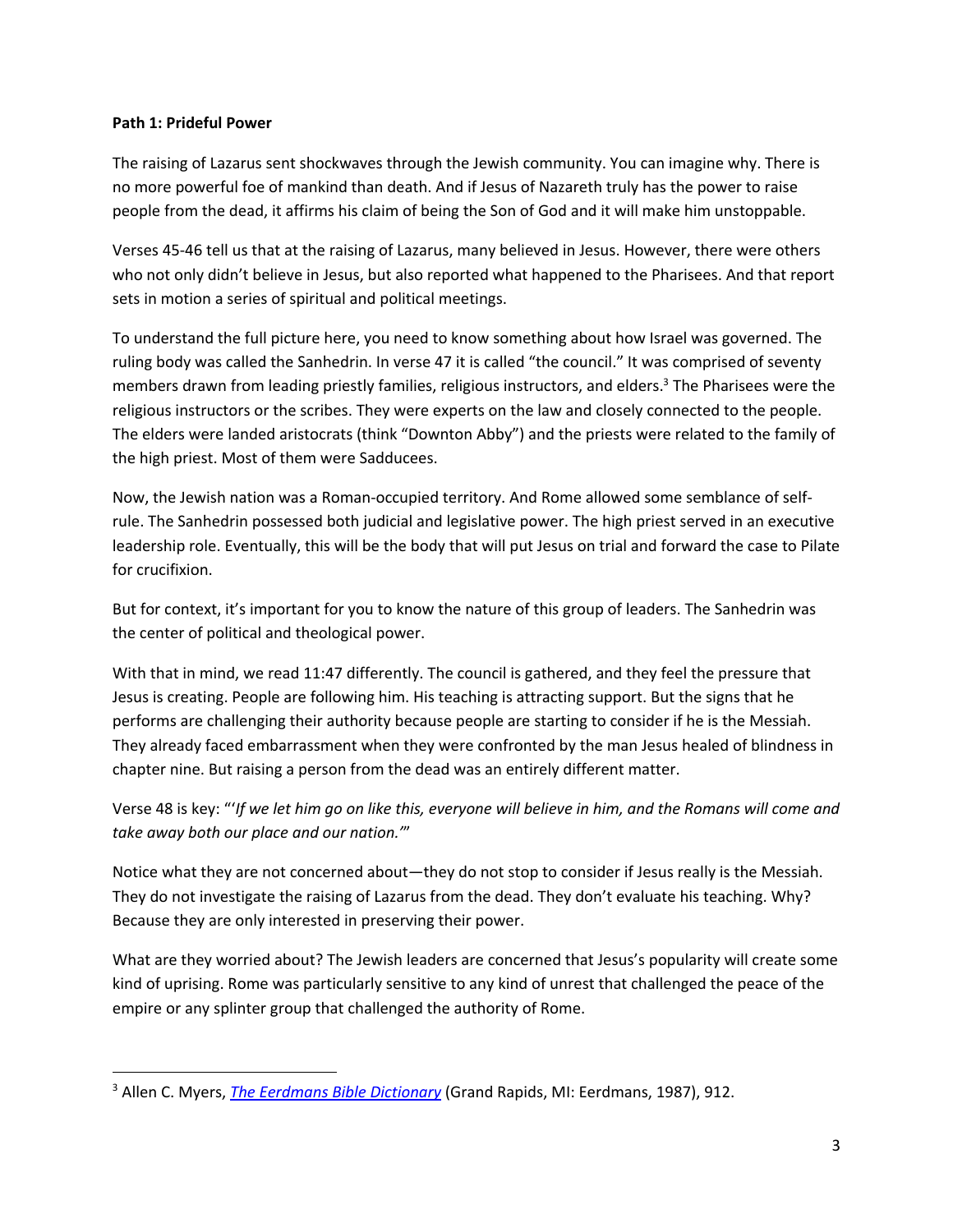**Path 1: Prideful Power**

The raising of Lazarus sent shockwaves through the Jewish community. You can imagine why. There is no more powerful foe of mankind than death. And if Jesus of Nazareth truly has the power to raise people from the dead, it affirms his claim of being the Son of God and it will make him unstoppable.

Verses 45-46 tell us that at the raising of Lazarus, many believed in Jesus. However, there were others who not only didn't believe in Jesus, but also reported what happened to the Pharisees. And that report sets in motion a series of spiritual and political meetings.

To understand the full picture here, you need to know something about how Israel was governed. The ruling body was called the Sanhedrin. In verse 47 it is called "the council." It was comprised of seventy members drawn from leading priestly families, religious instructors, and elders.[3] The Pharisees were the religious instructors or the scribes. They were experts on the law and closely connected to the people. The elders were landed aristocrats (think "Downton Abby") and the priests were related to the family of the high priest. Most of them were Sadducees.

Now, the Jewish nation was a Roman-occupied territory. And Rome allowed some semblance of self-rule. The Sanhedrin possessed both judicial and legislative power. The high priest served in an executive leadership role. Eventually, this will be the body that will put Jesus on trial and forward the case to Pilate for crucifixion.

But for context, it's important for you to know the nature of this group of leaders. The Sanhedrin was the center of political and theological power.

With that in mind, we read 11:47 differently. The council is gathered, and they feel the pressure that Jesus is creating. People are following him. His teaching is attracting support. But the signs that he performs are challenging their authority because people are starting to consider if he is the Messiah. They already faced embarrassment when they were confronted by the man Jesus healed of blindness in chapter nine. But raising a person from the dead was an entirely different matter.

Verse 48 is key: "'*If we let him go on like this, everyone will believe in him, and the Romans will come and take away both our place and our nation.'*"

Notice what they are not concerned about—they do not stop to consider if Jesus really is the Messiah. They do not investigate the raising of Lazarus from the dead. They don't evaluate his teaching. Why? Because they are only interested in preserving their power.

What are they worried about? The Jewish leaders are concerned that Jesus's popularity will create some kind of uprising. Rome was particularly sensitive to any kind of unrest that challenged the peace of the empire or any splinter group that challenged the authority of Rome.

---

[3] Allen C. Myers, *The Eerdmans Bible Dictionary* (Grand Rapids, MI: Eerdmans, 1987), 912.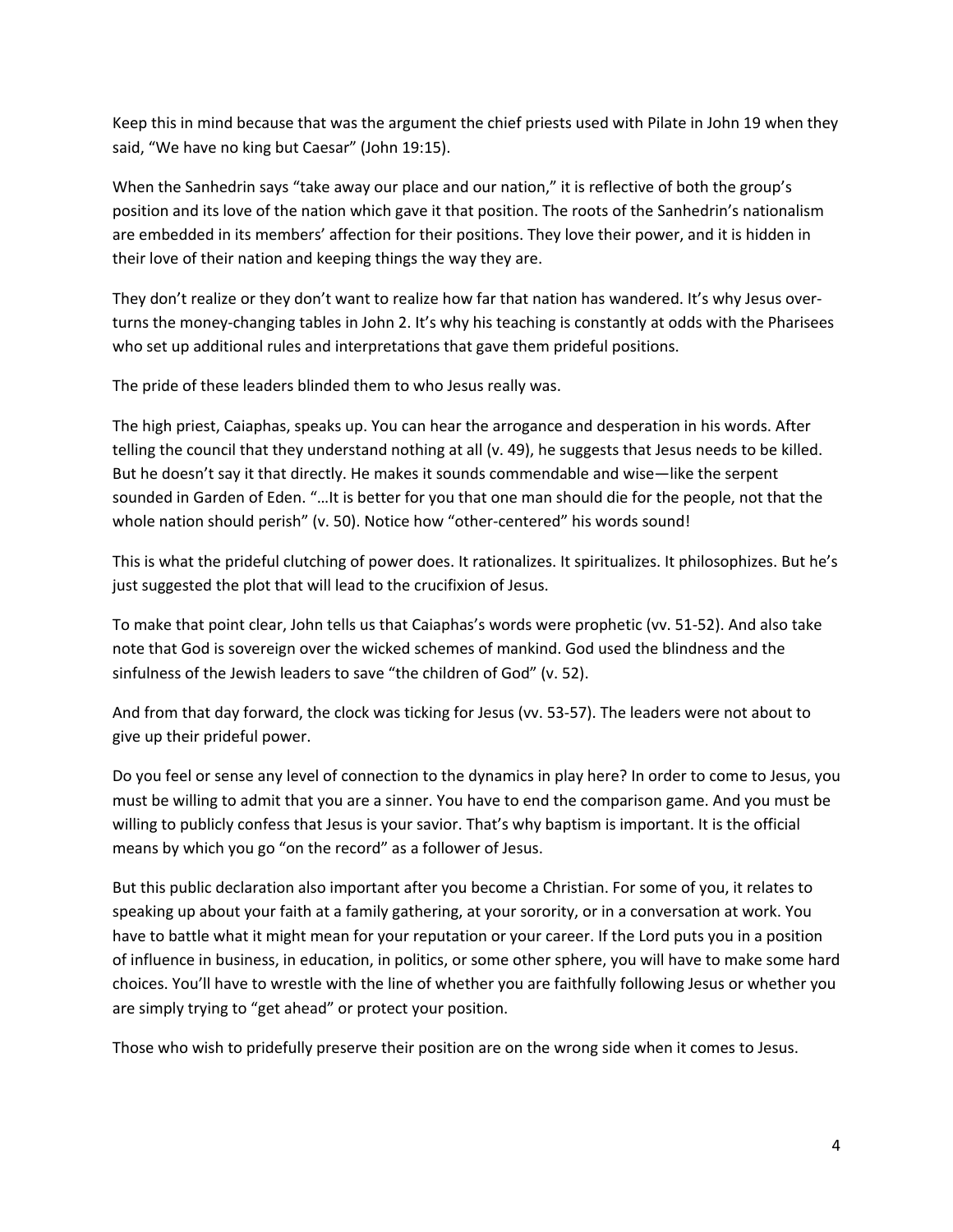Keep this in mind because that was the argument the chief priests used with Pilate in John 19 when they said, "We have no king but Caesar" (John 19:15).

When the Sanhedrin says "take away our place and our nation," it is reflective of both the group's position and its love of the nation which gave it that position. The roots of the Sanhedrin's nationalism are embedded in its members' affection for their positions. They love their power, and it is hidden in their love of their nation and keeping things the way they are.

They don't realize or they don't want to realize how far that nation has wandered. It's why Jesus over-turns the money-changing tables in John 2. It's why his teaching is constantly at odds with the Pharisees who set up additional rules and interpretations that gave them prideful positions.

The pride of these leaders blinded them to who Jesus really was.

The high priest, Caiaphas, speaks up. You can hear the arrogance and desperation in his words. After telling the council that they understand nothing at all (v. 49), he suggests that Jesus needs to be killed. But he doesn't say it that directly. He makes it sounds commendable and wise—like the serpent sounded in Garden of Eden. "…It is better for you that one man should die for the people, not that the whole nation should perish" (v. 50). Notice how "other-centered" his words sound!

This is what the prideful clutching of power does. It rationalizes. It spiritualizes. It philosophizes. But he's just suggested the plot that will lead to the crucifixion of Jesus.

To make that point clear, John tells us that Caiaphas's words were prophetic (vv. 51-52). And also take note that God is sovereign over the wicked schemes of mankind. God used the blindness and the sinfulness of the Jewish leaders to save "the children of God" (v. 52).

And from that day forward, the clock was ticking for Jesus (vv. 53-57). The leaders were not about to give up their prideful power.

Do you feel or sense any level of connection to the dynamics in play here? In order to come to Jesus, you must be willing to admit that you are a sinner. You have to end the comparison game. And you must be willing to publicly confess that Jesus is your savior. That's why baptism is important. It is the official means by which you go "on the record" as a follower of Jesus.

But this public declaration also important after you become a Christian. For some of you, it relates to speaking up about your faith at a family gathering, at your sorority, or in a conversation at work. You have to battle what it might mean for your reputation or your career. If the Lord puts you in a position of influence in business, in education, in politics, or some other sphere, you will have to make some hard choices. You'll have to wrestle with the line of whether you are faithfully following Jesus or whether you are simply trying to "get ahead" or protect your position.

Those who wish to pridefully preserve their position are on the wrong side when it comes to Jesus.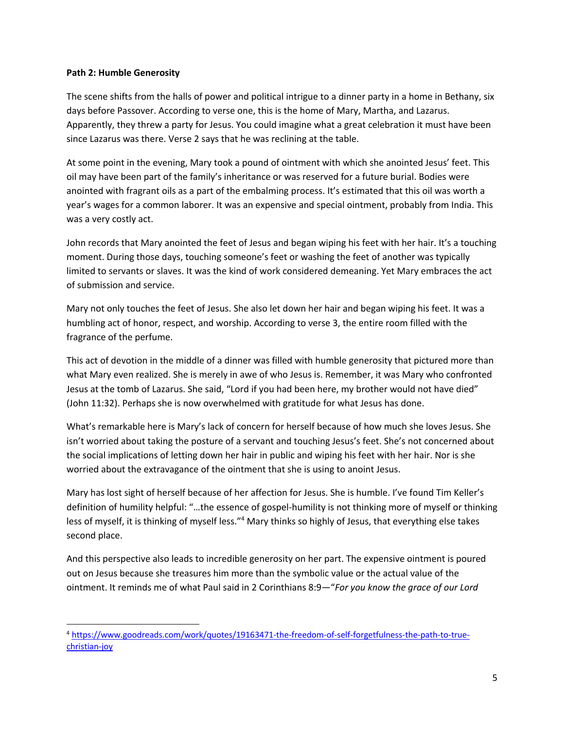**Path 2: Humble Generosity**

The scene shifts from the halls of power and political intrigue to a dinner party in a home in Bethany, six days before Passover. According to verse one, this is the home of Mary, Martha, and Lazarus. Apparently, they threw a party for Jesus. You could imagine what a great celebration it must have been since Lazarus was there. Verse 2 says that he was reclining at the table.

At some point in the evening, Mary took a pound of ointment with which she anointed Jesus' feet. This oil may have been part of the family's inheritance or was reserved for a future burial. Bodies were anointed with fragrant oils as a part of the embalming process. It's estimated that this oil was worth a year's wages for a common laborer. It was an expensive and special ointment, probably from India. This was a very costly act.

John records that Mary anointed the feet of Jesus and began wiping his feet with her hair. It's a touching moment. During those days, touching someone's feet or washing the feet of another was typically limited to servants or slaves. It was the kind of work considered demeaning. Yet Mary embraces the act of submission and service.

Mary not only touches the feet of Jesus. She also let down her hair and began wiping his feet. It was a humbling act of honor, respect, and worship. According to verse 3, the entire room filled with the fragrance of the perfume.

This act of devotion in the middle of a dinner was filled with humble generosity that pictured more than what Mary even realized. She is merely in awe of who Jesus is. Remember, it was Mary who confronted Jesus at the tomb of Lazarus. She said, "Lord if you had been here, my brother would not have died" (John 11:32). Perhaps she is now overwhelmed with gratitude for what Jesus has done.

What's remarkable here is Mary's lack of concern for herself because of how much she loves Jesus. She isn't worried about taking the posture of a servant and touching Jesus's feet. She's not concerned about the social implications of letting down her hair in public and wiping his feet with her hair. Nor is she worried about the extravagance of the ointment that she is using to anoint Jesus.

Mary has lost sight of herself because of her affection for Jesus. She is humble. I've found Tim Keller's definition of humility helpful: "…the essence of gospel-humility is not thinking more of myself or thinking less of myself, it is thinking of myself less."[4] Mary thinks so highly of Jesus, that everything else takes second place.

And this perspective also leads to incredible generosity on her part. The expensive ointment is poured out on Jesus because she treasures him more than the symbolic value or the actual value of the ointment. It reminds me of what Paul said in 2 Corinthians 8:9—"*For you know the grace of our Lord*

---

[4] https://www.goodreads.com/work/quotes/19163471-the-freedom-of-self-forgetfulness-the-path-to-true-christian-joy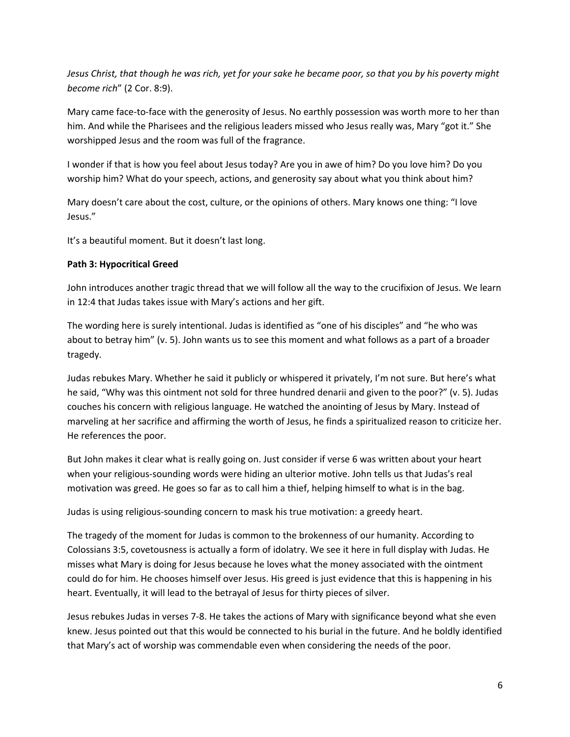*Jesus Christ, that though he was rich, yet for your sake he became poor, so that you by his poverty might become rich*" (2 Cor. 8:9).

Mary came face-to-face with the generosity of Jesus. No earthly possession was worth more to her than him. And while the Pharisees and the religious leaders missed who Jesus really was, Mary "got it." She worshipped Jesus and the room was full of the fragrance.

I wonder if that is how you feel about Jesus today? Are you in awe of him? Do you love him? Do you worship him? What do your speech, actions, and generosity say about what you think about him?

Mary doesn't care about the cost, culture, or the opinions of others. Mary knows one thing: "I love Jesus."

It's a beautiful moment. But it doesn't last long.

**Path 3: Hypocritical Greed**

John introduces another tragic thread that we will follow all the way to the crucifixion of Jesus. We learn in 12:4 that Judas takes issue with Mary's actions and her gift.

The wording here is surely intentional. Judas is identified as "one of his disciples" and "he who was about to betray him" (v. 5). John wants us to see this moment and what follows as a part of a broader tragedy.

Judas rebukes Mary. Whether he said it publicly or whispered it privately, I'm not sure. But here's what he said, "Why was this ointment not sold for three hundred denarii and given to the poor?" (v. 5). Judas couches his concern with religious language. He watched the anointing of Jesus by Mary. Instead of marveling at her sacrifice and affirming the worth of Jesus, he finds a spiritualized reason to criticize her. He references the poor.

But John makes it clear what is really going on. Just consider if verse 6 was written about your heart when your religious-sounding words were hiding an ulterior motive. John tells us that Judas's real motivation was greed. He goes so far as to call him a thief, helping himself to what is in the bag.

Judas is using religious-sounding concern to mask his true motivation: a greedy heart.

The tragedy of the moment for Judas is common to the brokenness of our humanity. According to Colossians 3:5, covetousness is actually a form of idolatry. We see it here in full display with Judas. He misses what Mary is doing for Jesus because he loves what the money associated with the ointment could do for him. He chooses himself over Jesus. His greed is just evidence that this is happening in his heart. Eventually, it will lead to the betrayal of Jesus for thirty pieces of silver.

Jesus rebukes Judas in verses 7-8. He takes the actions of Mary with significance beyond what she even knew. Jesus pointed out that this would be connected to his burial in the future. And he boldly identified that Mary's act of worship was commendable even when considering the needs of the poor.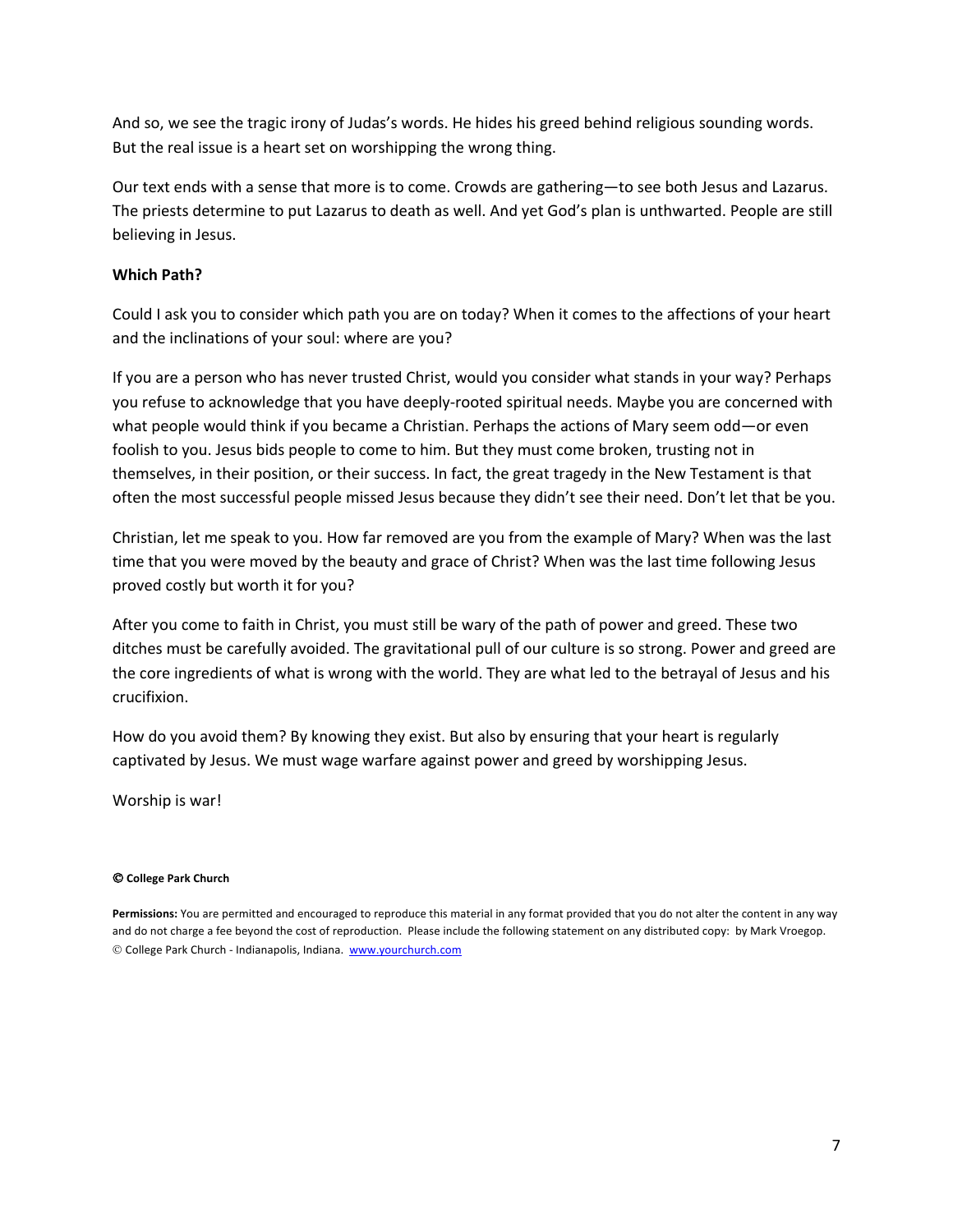And so, we see the tragic irony of Judas's words. He hides his greed behind religious sounding words. But the real issue is a heart set on worshipping the wrong thing.

Our text ends with a sense that more is to come. Crowds are gathering—to see both Jesus and Lazarus. The priests determine to put Lazarus to death as well. And yet God's plan is unthwarted. People are still believing in Jesus.

**Which Path?**

Could I ask you to consider which path you are on today? When it comes to the affections of your heart and the inclinations of your soul: where are you?

If you are a person who has never trusted Christ, would you consider what stands in your way? Perhaps you refuse to acknowledge that you have deeply-rooted spiritual needs. Maybe you are concerned with what people would think if you became a Christian. Perhaps the actions of Mary seem odd—or even foolish to you. Jesus bids people to come to him. But they must come broken, trusting not in themselves, in their position, or their success. In fact, the great tragedy in the New Testament is that often the most successful people missed Jesus because they didn't see their need. Don't let that be you.

Christian, let me speak to you. How far removed are you from the example of Mary? When was the last time that you were moved by the beauty and grace of Christ? When was the last time following Jesus proved costly but worth it for you?

After you come to faith in Christ, you must still be wary of the path of power and greed. These two ditches must be carefully avoided. The gravitational pull of our culture is so strong. Power and greed are the core ingredients of what is wrong with the world. They are what led to the betrayal of Jesus and his crucifixion.

How do you avoid them? By knowing they exist. But also by ensuring that your heart is regularly captivated by Jesus. We must wage warfare against power and greed by worshipping Jesus.

Worship is war!

**© College Park Church**

**Permissions:** You are permitted and encouraged to reproduce this material in any format provided that you do not alter the content in any way and do not charge a fee beyond the cost of reproduction. Please include the following statement on any distributed copy: by Mark Vroegop. © College Park Church - Indianapolis, Indiana. www.yourchurch.com